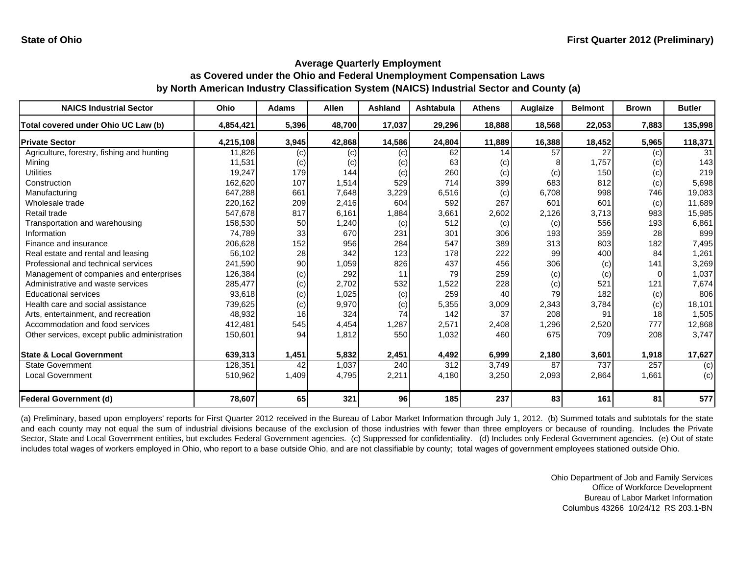State of Ohio

First Quarter 2012 (Preliminary)

## Average Quarterly Employment
## as Covered under the Ohio and Federal Unemployment Compensation Laws
## by North American Industry Classification System (NAICS) Industrial Sector and County (a)

| NAICS Industrial Sector | Ohio | Adams | Allen | Ashland | Ashtabula | Athens | Auglaize | Belmont | Brown | Butler |
|---|---|---|---|---|---|---|---|---|---|---|
| **Total covered under Ohio UC Law (b)** | **4,854,421** | **5,396** | **48,700** | **17,037** | **29,296** | **18,888** | **18,568** | **22,053** | **7,883** | **135,998** |
| **Private Sector** | **4,215,108** | **3,945** | **42,868** | **14,586** | **24,804** | **11,889** | **16,388** | **18,452** | **5,965** | **118,371** |
| Agriculture, forestry, fishing and hunting | 11,826 | (c) | (c) | (c) | 62 | 14 | 57 | 27 | (c) | 31 |
| Mining | 11,531 | (c) | (c) | (c) | 63 | (c) | 8 | 1,757 | (c) | 143 |
| Utilities | 19,247 | 179 | 144 | (c) | 260 | (c) | (c) | 150 | (c) | 219 |
| Construction | 162,620 | 107 | 1,514 | 529 | 714 | 399 | 683 | 812 | (c) | 5,698 |
| Manufacturing | 647,288 | 661 | 7,648 | 3,229 | 6,516 | (c) | 6,708 | 998 | 746 | 19,083 |
| Wholesale trade | 220,162 | 209 | 2,416 | 604 | 592 | 267 | 601 | 601 | (c) | 11,689 |
| Retail trade | 547,678 | 817 | 6,161 | 1,884 | 3,661 | 2,602 | 2,126 | 3,713 | 983 | 15,985 |
| Transportation and warehousing | 158,530 | 50 | 1,240 | (c) | 512 | (c) | (c) | 556 | 193 | 6,861 |
| Information | 74,789 | 33 | 670 | 231 | 301 | 306 | 193 | 359 | 28 | 899 |
| Finance and insurance | 206,628 | 152 | 956 | 284 | 547 | 389 | 313 | 803 | 182 | 7,495 |
| Real estate and rental and leasing | 56,102 | 28 | 342 | 123 | 178 | 222 | 99 | 400 | 84 | 1,261 |
| Professional and technical services | 241,590 | 90 | 1,059 | 826 | 437 | 456 | 306 | (c) | 141 | 3,269 |
| Management of companies and enterprises | 126,384 | (c) | 292 | 11 | 79 | 259 | (c) | (c) | 0 | 1,037 |
| Administrative and waste services | 285,477 | (c) | 2,702 | 532 | 1,522 | 228 | (c) | 521 | 121 | 7,674 |
| Educational services | 93,618 | (c) | 1,025 | (c) | 259 | 40 | 79 | 182 | (c) | 806 |
| Health care and social assistance | 739,625 | (c) | 9,970 | (c) | 5,355 | 3,009 | 2,343 | 3,784 | (c) | 18,101 |
| Arts, entertainment, and recreation | 48,932 | 16 | 324 | 74 | 142 | 37 | 208 | 91 | 18 | 1,505 |
| Accommodation and food services | 412,481 | 545 | 4,454 | 1,287 | 2,571 | 2,408 | 1,296 | 2,520 | 777 | 12,868 |
| Other services, except public administration | 150,601 | 94 | 1,812 | 550 | 1,032 | 460 | 675 | 709 | 208 | 3,747 |
| **State & Local Government** | **639,313** | **1,451** | **5,832** | **2,451** | **4,492** | **6,999** | **2,180** | **3,601** | **1,918** | **17,627** |
| State Government | 128,351 | 42 | 1,037 | 240 | 312 | 3,749 | 87 | 737 | 257 | (c) |
| Local Government | 510,962 | 1,409 | 4,795 | 2,211 | 4,180 | 3,250 | 2,093 | 2,864 | 1,661 | (c) |
| **Federal Government (d)** | **78,607** | **65** | **321** | **96** | **185** | **237** | **83** | **161** | **81** | **577** |

(a) Preliminary, based upon employers' reports for First Quarter 2012 received in the Bureau of Labor Market Information through July 1, 2012. (b) Summed totals and subtotals for the state and each county may not equal the sum of industrial divisions because of the exclusion of those industries with fewer than three employers or because of rounding. Includes the Private Sector, State and Local Government entities, but excludes Federal Government agencies. (c) Suppressed for confidentiality. (d) Includes only Federal Government agencies. (e) Out of state includes total wages of workers employed in Ohio, who report to a base outside Ohio, and are not classifiable by county; total wages of government employees stationed outside Ohio.

Ohio Department of Job and Family Services
Office of Workforce Development
Bureau of Labor Market Information
Columbus 43266 10/24/12 RS 203.1-BN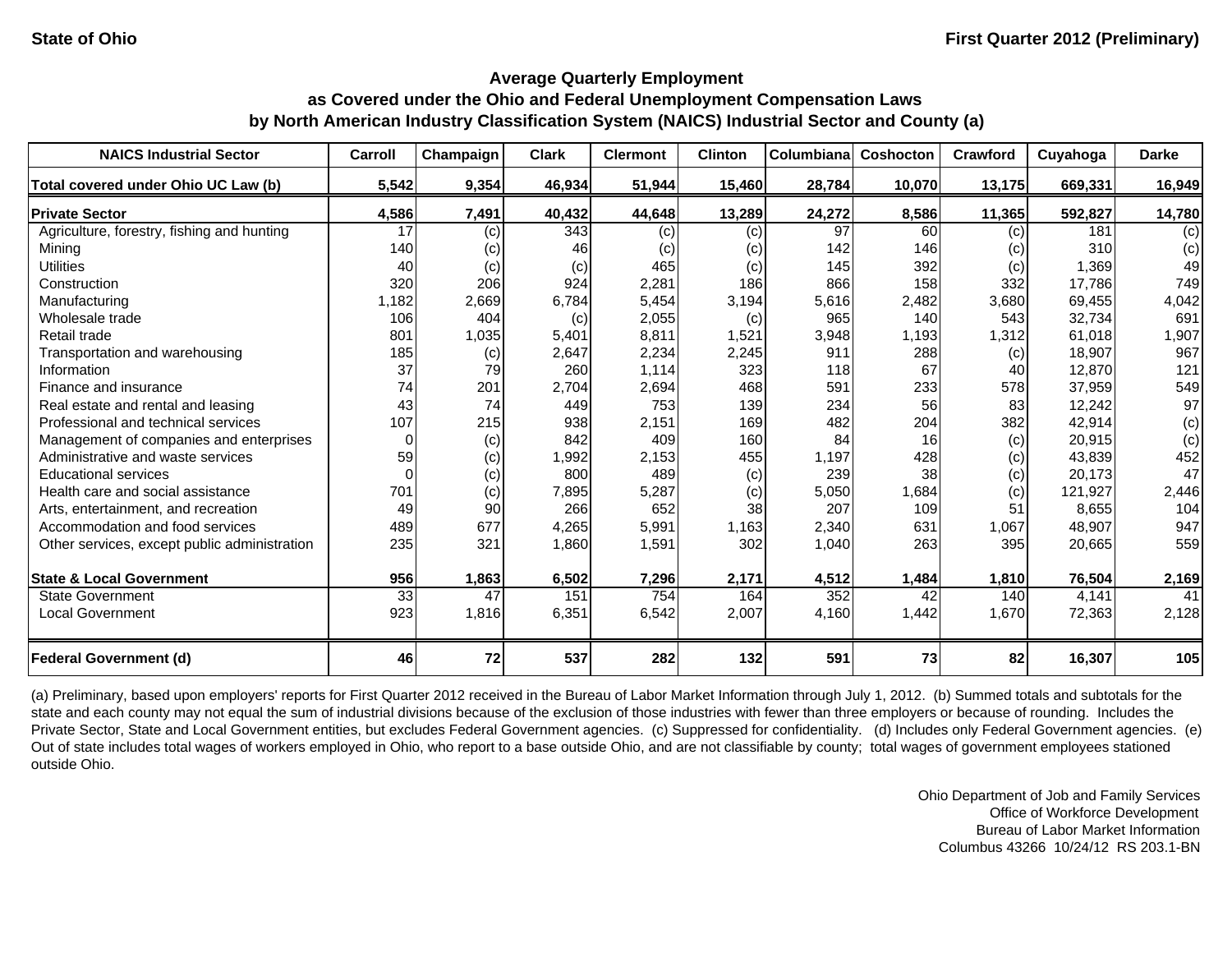State of Ohio

First Quarter 2012 (Preliminary)

# Average Quarterly Employment as Covered under the Ohio and Federal Unemployment Compensation Laws by North American Industry Classification System (NAICS) Industrial Sector and County (a)

| NAICS Industrial Sector | Carroll | Champaign | Clark | Clermont | Clinton | Columbiana | Coshocton | Crawford | Cuyahoga | Darke |
|---|---|---|---|---|---|---|---|---|---|---|
| **Total covered under Ohio UC Law (b)** | **5,542** | **9,354** | **46,934** | **51,944** | **15,460** | **28,784** | **10,070** | **13,175** | **669,331** | **16,949** |
| **Private Sector** | **4,586** | **7,491** | **40,432** | **44,648** | **13,289** | **24,272** | **8,586** | **11,365** | **592,827** | **14,780** |
| Agriculture, forestry, fishing and hunting | 17 | (c) | 343 | (c) | (c) | 97 | 60 | (c) | 181 | (c) |
| Mining | 140 | (c) | 46 | (c) | (c) | 142 | 146 | (c) | 310 | (c) |
| Utilities | 40 | (c) | (c) | 465 | (c) | 145 | 392 | (c) | 1,369 | 49 |
| Construction | 320 | 206 | 924 | 2,281 | 186 | 866 | 158 | 332 | 17,786 | 749 |
| Manufacturing | 1,182 | 2,669 | 6,784 | 5,454 | 3,194 | 5,616 | 2,482 | 3,680 | 69,455 | 4,042 |
| Wholesale trade | 106 | 404 | (c) | 2,055 | (c) | 965 | 140 | 543 | 32,734 | 691 |
| Retail trade | 801 | 1,035 | 5,401 | 8,811 | 1,521 | 3,948 | 1,193 | 1,312 | 61,018 | 1,907 |
| Transportation and warehousing | 185 | (c) | 2,647 | 2,234 | 2,245 | 911 | 288 | (c) | 18,907 | 967 |
| Information | 37 | 79 | 260 | 1,114 | 323 | 118 | 67 | 40 | 12,870 | 121 |
| Finance and insurance | 74 | 201 | 2,704 | 2,694 | 468 | 591 | 233 | 578 | 37,959 | 549 |
| Real estate and rental and leasing | 43 | 74 | 449 | 753 | 139 | 234 | 56 | 83 | 12,242 | 97 |
| Professional and technical services | 107 | 215 | 938 | 2,151 | 169 | 482 | 204 | 382 | 42,914 | (c) |
| Management of companies and enterprises | 0 | (c) | 842 | 409 | 160 | 84 | 16 | (c) | 20,915 | (c) |
| Administrative and waste services | 59 | (c) | 1,992 | 2,153 | 455 | 1,197 | 428 | (c) | 43,839 | 452 |
| Educational services | 0 | (c) | 800 | 489 | (c) | 239 | 38 | (c) | 20,173 | 47 |
| Health care and social assistance | 701 | (c) | 7,895 | 5,287 | (c) | 5,050 | 1,684 | (c) | 121,927 | 2,446 |
| Arts, entertainment, and recreation | 49 | 90 | 266 | 652 | 38 | 207 | 109 | 51 | 8,655 | 104 |
| Accommodation and food services | 489 | 677 | 4,265 | 5,991 | 1,163 | 2,340 | 631 | 1,067 | 48,907 | 947 |
| Other services, except public administration | 235 | 321 | 1,860 | 1,591 | 302 | 1,040 | 263 | 395 | 20,665 | 559 |
| **State & Local Government** | **956** | **1,863** | **6,502** | **7,296** | **2,171** | **4,512** | **1,484** | **1,810** | **76,504** | **2,169** |
| State Government | 33 | 47 | 151 | 754 | 164 | 352 | 42 | 140 | 4,141 | 41 |
| Local Government | 923 | 1,816 | 6,351 | 6,542 | 2,007 | 4,160 | 1,442 | 1,670 | 72,363 | 2,128 |
| **Federal Government (d)** | **46** | **72** | **537** | **282** | **132** | **591** | **73** | **82** | **16,307** | **105** |

(a) Preliminary, based upon employers' reports for First Quarter 2012 received in the Bureau of Labor Market Information through July 1, 2012. (b) Summed totals and subtotals for the state and each county may not equal the sum of industrial divisions because of the exclusion of those industries with fewer than three employers or because of rounding. Includes the Private Sector, State and Local Government entities, but excludes Federal Government agencies. (c) Suppressed for confidentiality. (d) Includes only Federal Government agencies. (e) Out of state includes total wages of workers employed in Ohio, who report to a base outside Ohio, and are not classifiable by county; total wages of government employees stationed outside Ohio.

Ohio Department of Job and Family Services
Office of Workforce Development
Bureau of Labor Market Information
Columbus 43266 10/24/12 RS 203.1-BN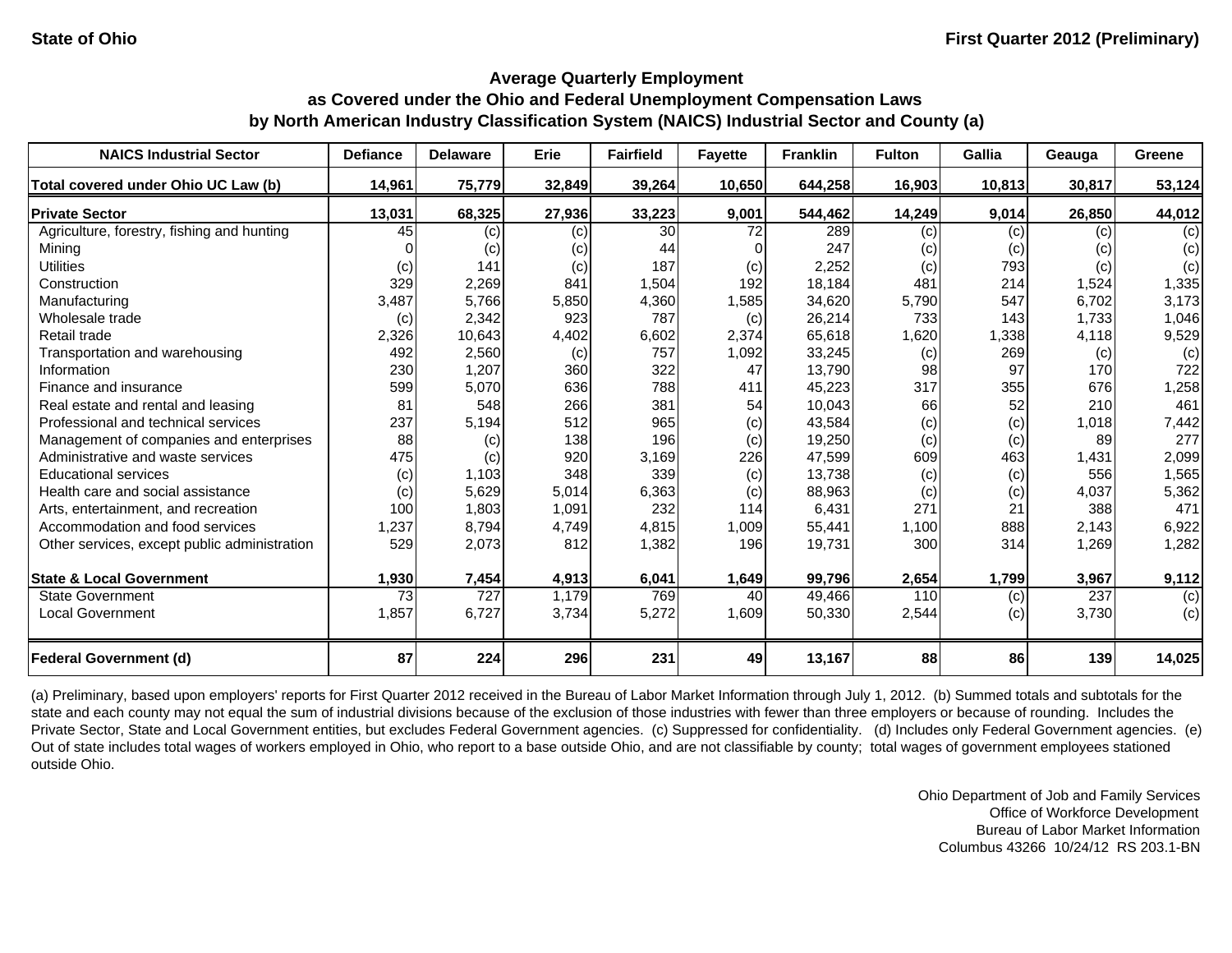State of Ohio First Quarter 2012 (Preliminary)

## Average Quarterly Employment as Covered under the Ohio and Federal Unemployment Compensation Laws by North American Industry Classification System (NAICS) Industrial Sector and County (a)

| NAICS Industrial Sector | Defiance | Delaware | Erie | Fairfield | Fayette | Franklin | Fulton | Gallia | Geauga | Greene |
|---|---|---|---|---|---|---|---|---|---|---|
| **Total covered under Ohio UC Law (b)** | **14,961** | **75,779** | **32,849** | **39,264** | **10,650** | **644,258** | **16,903** | **10,813** | **30,817** | **53,124** |
| **Private Sector** | **13,031** | **68,325** | **27,936** | **33,223** | **9,001** | **544,462** | **14,249** | **9,014** | **26,850** | **44,012** |
| Agriculture, forestry, fishing and hunting | 45 | (c) | (c) | 30 | 72 | 289 | (c) | (c) | (c) | (c) |
| Mining | 0 | (c) | (c) | 44 | 0 | 247 | (c) | (c) | (c) | (c) |
| Utilities | (c) | 141 | (c) | 187 | (c) | 2,252 | (c) | 793 | (c) | (c) |
| Construction | 329 | 2,269 | 841 | 1,504 | 192 | 18,184 | 481 | 214 | 1,524 | 1,335 |
| Manufacturing | 3,487 | 5,766 | 5,850 | 4,360 | 1,585 | 34,620 | 5,790 | 547 | 6,702 | 3,173 |
| Wholesale trade | (c) | 2,342 | 923 | 787 | (c) | 26,214 | 733 | 143 | 1,733 | 1,046 |
| Retail trade | 2,326 | 10,643 | 4,402 | 6,602 | 2,374 | 65,618 | 1,620 | 1,338 | 4,118 | 9,529 |
| Transportation and warehousing | 492 | 2,560 | (c) | 757 | 1,092 | 33,245 | (c) | 269 | (c) | (c) |
| Information | 230 | 1,207 | 360 | 322 | 47 | 13,790 | 98 | 97 | 170 | 722 |
| Finance and insurance | 599 | 5,070 | 636 | 788 | 411 | 45,223 | 317 | 355 | 676 | 1,258 |
| Real estate and rental and leasing | 81 | 548 | 266 | 381 | 54 | 10,043 | 66 | 52 | 210 | 461 |
| Professional and technical services | 237 | 5,194 | 512 | 965 | (c) | 43,584 | (c) | (c) | 1,018 | 7,442 |
| Management of companies and enterprises | 88 | (c) | 138 | 196 | (c) | 19,250 | (c) | (c) | 89 | 277 |
| Administrative and waste services | 475 | (c) | 920 | 3,169 | 226 | 47,599 | 609 | 463 | 1,431 | 2,099 |
| Educational services | (c) | 1,103 | 348 | 339 | (c) | 13,738 | (c) | (c) | 556 | 1,565 |
| Health care and social assistance | (c) | 5,629 | 5,014 | 6,363 | (c) | 88,963 | (c) | (c) | 4,037 | 5,362 |
| Arts, entertainment, and recreation | 100 | 1,803 | 1,091 | 232 | 114 | 6,431 | 271 | 21 | 388 | 471 |
| Accommodation and food services | 1,237 | 8,794 | 4,749 | 4,815 | 1,009 | 55,441 | 1,100 | 888 | 2,143 | 6,922 |
| Other services, except public administration | 529 | 2,073 | 812 | 1,382 | 196 | 19,731 | 300 | 314 | 1,269 | 1,282 |
| **State & Local Government** | **1,930** | **7,454** | **4,913** | **6,041** | **1,649** | **99,796** | **2,654** | **1,799** | **3,967** | **9,112** |
| State Government | 73 | 727 | 1,179 | 769 | 40 | 49,466 | 110 | (c) | 237 | (c) |
| Local Government | 1,857 | 6,727 | 3,734 | 5,272 | 1,609 | 50,330 | 2,544 | (c) | 3,730 | (c) |
| **Federal Government (d)** | **87** | **224** | **296** | **231** | **49** | **13,167** | **88** | **86** | **139** | **14,025** |

(a) Preliminary, based upon employers' reports for First Quarter 2012 received in the Bureau of Labor Market Information through July 1, 2012. (b) Summed totals and subtotals for the state and each county may not equal the sum of industrial divisions because of the exclusion of those industries with fewer than three employers or because of rounding. Includes the Private Sector, State and Local Government entities, but excludes Federal Government agencies. (c) Suppressed for confidentiality. (d) Includes only Federal Government agencies. (e) Out of state includes total wages of workers employed in Ohio, who report to a base outside Ohio, and are not classifiable by county; total wages of government employees stationed outside Ohio.

Ohio Department of Job and Family Services
Office of Workforce Development
Bureau of Labor Market Information
Columbus 43266 10/24/12 RS 203.1-BN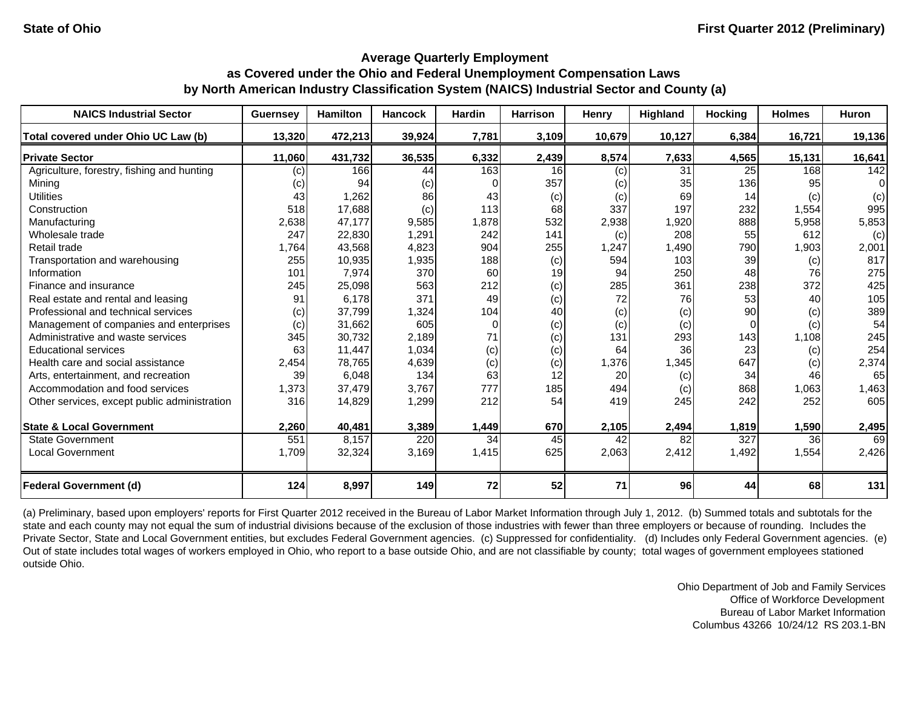State of Ohio

First Quarter 2012 (Preliminary)

## Average Quarterly Employment as Covered under the Ohio and Federal Unemployment Compensation Laws by North American Industry Classification System (NAICS) Industrial Sector and County (a)

| NAICS Industrial Sector | Guernsey | Hamilton | Hancock | Hardin | Harrison | Henry | Highland | Hocking | Holmes | Huron |
|---|---|---|---|---|---|---|---|---|---|---|
| **Total covered under Ohio UC Law (b)** | **13,320** | **472,213** | **39,924** | **7,781** | **3,109** | **10,679** | **10,127** | **6,384** | **16,721** | **19,136** |
| **Private Sector** | **11,060** | **431,732** | **36,535** | **6,332** | **2,439** | **8,574** | **7,633** | **4,565** | **15,131** | **16,641** |
| Agriculture, forestry, fishing and hunting | (c) | 166 | 44 | 163 | 16 | (c) | 31 | 25 | 168 | 142 |
| Mining | (c) | 94 | (c) | 0 | 357 | (c) | 35 | 136 | 95 | 0 |
| Utilities | 43 | 1,262 | 86 | 43 | (c) | (c) | 69 | 14 | (c) | (c) |
| Construction | 518 | 17,688 | (c) | 113 | 68 | 337 | 197 | 232 | 1,554 | 995 |
| Manufacturing | 2,638 | 47,177 | 9,585 | 1,878 | 532 | 2,938 | 1,920 | 888 | 5,958 | 5,853 |
| Wholesale trade | 247 | 22,830 | 1,291 | 242 | 141 | (c) | 208 | 55 | 612 | (c) |
| Retail trade | 1,764 | 43,568 | 4,823 | 904 | 255 | 1,247 | 1,490 | 790 | 1,903 | 2,001 |
| Transportation and warehousing | 255 | 10,935 | 1,935 | 188 | (c) | 594 | 103 | 39 | (c) | 817 |
| Information | 101 | 7,974 | 370 | 60 | 19 | 94 | 250 | 48 | 76 | 275 |
| Finance and insurance | 245 | 25,098 | 563 | 212 | (c) | 285 | 361 | 238 | 372 | 425 |
| Real estate and rental and leasing | 91 | 6,178 | 371 | 49 | (c) | 72 | 76 | 53 | 40 | 105 |
| Professional and technical services | (c) | 37,799 | 1,324 | 104 | 40 | (c) | (c) | 90 | (c) | 389 |
| Management of companies and enterprises | (c) | 31,662 | 605 | 0 | (c) | (c) | (c) | 0 | (c) | 54 |
| Administrative and waste services | 345 | 30,732 | 2,189 | 71 | (c) | 131 | 293 | 143 | 1,108 | 245 |
| Educational services | 63 | 11,447 | 1,034 | (c) | (c) | 64 | 36 | 23 | (c) | 254 |
| Health care and social assistance | 2,454 | 78,765 | 4,639 | (c) | (c) | 1,376 | 1,345 | 647 | (c) | 2,374 |
| Arts, entertainment, and recreation | 39 | 6,048 | 134 | 63 | 12 | 20 | (c) | 34 | 46 | 65 |
| Accommodation and food services | 1,373 | 37,479 | 3,767 | 777 | 185 | 494 | (c) | 868 | 1,063 | 1,463 |
| Other services, except public administration | 316 | 14,829 | 1,299 | 212 | 54 | 419 | 245 | 242 | 252 | 605 |
| **State & Local Government** | **2,260** | **40,481** | **3,389** | **1,449** | **670** | **2,105** | **2,494** | **1,819** | **1,590** | **2,495** |
| State Government | 551 | 8,157 | 220 | 34 | 45 | 42 | 82 | 327 | 36 | 69 |
| Local Government | 1,709 | 32,324 | 3,169 | 1,415 | 625 | 2,063 | 2,412 | 1,492 | 1,554 | 2,426 |
| **Federal Government (d)** | **124** | **8,997** | **149** | **72** | **52** | **71** | **96** | **44** | **68** | **131** |

(a) Preliminary, based upon employers' reports for First Quarter 2012 received in the Bureau of Labor Market Information through July 1, 2012. (b) Summed totals and subtotals for the state and each county may not equal the sum of industrial divisions because of the exclusion of those industries with fewer than three employers or because of rounding. Includes the Private Sector, State and Local Government entities, but excludes Federal Government agencies. (c) Suppressed for confidentiality. (d) Includes only Federal Government agencies. (e) Out of state includes total wages of workers employed in Ohio, who report to a base outside Ohio, and are not classifiable by county; total wages of government employees stationed outside Ohio.

Ohio Department of Job and Family Services
Office of Workforce Development
Bureau of Labor Market Information
Columbus 43266 10/24/12 RS 203.1-BN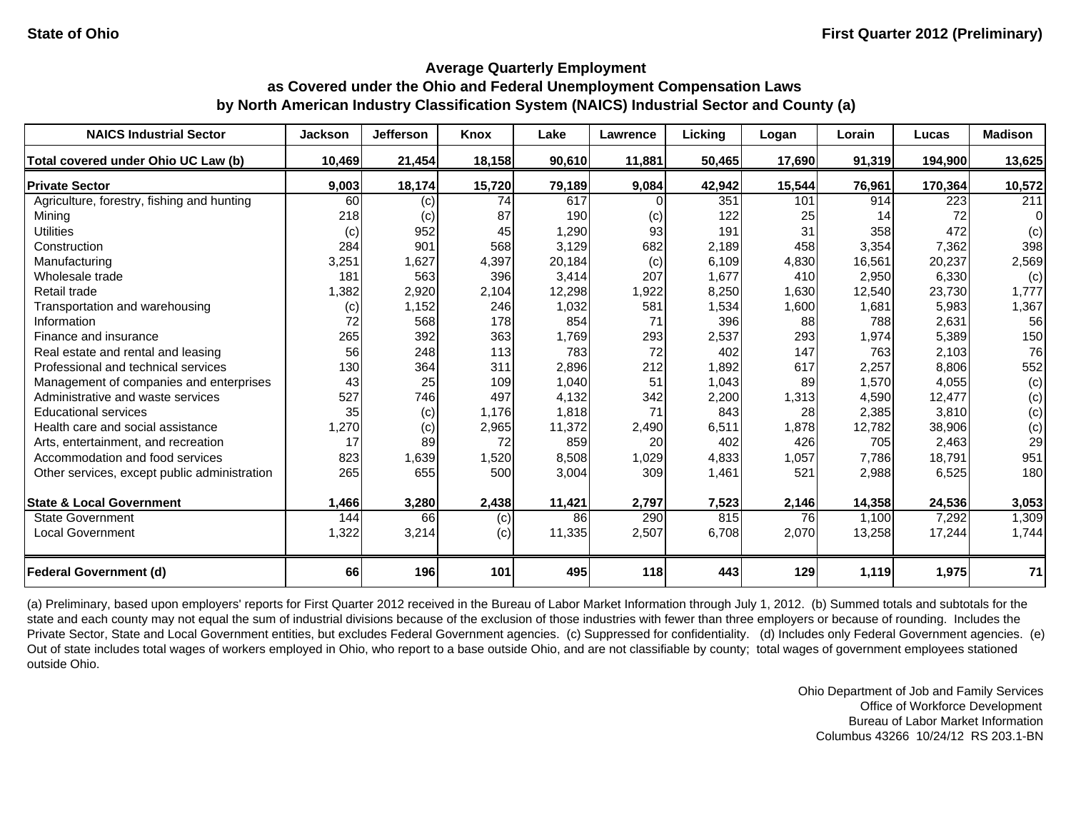State of Ohio

First Quarter 2012 (Preliminary)

## Average Quarterly Employment
## as Covered under the Ohio and Federal Unemployment Compensation Laws
## by North American Industry Classification System (NAICS) Industrial Sector and County (a)

| NAICS Industrial Sector | Jackson | Jefferson | Knox | Lake | Lawrence | Licking | Logan | Lorain | Lucas | Madison |
|---|---|---|---|---|---|---|---|---|---|---|
| **Total covered under Ohio UC Law (b)** | **10,469** | **21,454** | **18,158** | **90,610** | **11,881** | **50,465** | **17,690** | **91,319** | **194,900** | **13,625** |
| **Private Sector** | **9,003** | **18,174** | **15,720** | **79,189** | **9,084** | **42,942** | **15,544** | **76,961** | **170,364** | **10,572** |
| Agriculture, forestry, fishing and hunting | 60 | (c) | 74 | 617 | 0 | 351 | 101 | 914 | 223 | 211 |
| Mining | 218 | (c) | 87 | 190 | (c) | 122 | 25 | 14 | 72 | 0 |
| Utilities | (c) | 952 | 45 | 1,290 | 93 | 191 | 31 | 358 | 472 | (c) |
| Construction | 284 | 901 | 568 | 3,129 | 682 | 2,189 | 458 | 3,354 | 7,362 | 398 |
| Manufacturing | 3,251 | 1,627 | 4,397 | 20,184 | (c) | 6,109 | 4,830 | 16,561 | 20,237 | 2,569 |
| Wholesale trade | 181 | 563 | 396 | 3,414 | 207 | 1,677 | 410 | 2,950 | 6,330 | (c) |
| Retail trade | 1,382 | 2,920 | 2,104 | 12,298 | 1,922 | 8,250 | 1,630 | 12,540 | 23,730 | 1,777 |
| Transportation and warehousing | (c) | 1,152 | 246 | 1,032 | 581 | 1,534 | 1,600 | 1,681 | 5,983 | 1,367 |
| Information | 72 | 568 | 178 | 854 | 71 | 396 | 88 | 788 | 2,631 | 56 |
| Finance and insurance | 265 | 392 | 363 | 1,769 | 293 | 2,537 | 293 | 1,974 | 5,389 | 150 |
| Real estate and rental and leasing | 56 | 248 | 113 | 783 | 72 | 402 | 147 | 763 | 2,103 | 76 |
| Professional and technical services | 130 | 364 | 311 | 2,896 | 212 | 1,892 | 617 | 2,257 | 8,806 | 552 |
| Management of companies and enterprises | 43 | 25 | 109 | 1,040 | 51 | 1,043 | 89 | 1,570 | 4,055 | (c) |
| Administrative and waste services | 527 | 746 | 497 | 4,132 | 342 | 2,200 | 1,313 | 4,590 | 12,477 | (c) |
| Educational services | 35 | (c) | 1,176 | 1,818 | 71 | 843 | 28 | 2,385 | 3,810 | (c) |
| Health care and social assistance | 1,270 | (c) | 2,965 | 11,372 | 2,490 | 6,511 | 1,878 | 12,782 | 38,906 | (c) |
| Arts, entertainment, and recreation | 17 | 89 | 72 | 859 | 20 | 402 | 426 | 705 | 2,463 | 29 |
| Accommodation and food services | 823 | 1,639 | 1,520 | 8,508 | 1,029 | 4,833 | 1,057 | 7,786 | 18,791 | 951 |
| Other services, except public administration | 265 | 655 | 500 | 3,004 | 309 | 1,461 | 521 | 2,988 | 6,525 | 180 |
| **State & Local Government** | **1,466** | **3,280** | **2,438** | **11,421** | **2,797** | **7,523** | **2,146** | **14,358** | **24,536** | **3,053** |
| State Government | 144 | 66 | (c) | 86 | 290 | 815 | 76 | 1,100 | 7,292 | 1,309 |
| Local Government | 1,322 | 3,214 | (c) | 11,335 | 2,507 | 6,708 | 2,070 | 13,258 | 17,244 | 1,744 |
| **Federal Government (d)** | **66** | **196** | **101** | **495** | **118** | **443** | **129** | **1,119** | **1,975** | **71** |

(a) Preliminary, based upon employers' reports for First Quarter 2012 received in the Bureau of Labor Market Information through July 1, 2012. (b) Summed totals and subtotals for the state and each county may not equal the sum of industrial divisions because of the exclusion of those industries with fewer than three employers or because of rounding. Includes the Private Sector, State and Local Government entities, but excludes Federal Government agencies. (c) Suppressed for confidentiality. (d) Includes only Federal Government agencies. (e) Out of state includes total wages of workers employed in Ohio, who report to a base outside Ohio, and are not classifiable by county; total wages of government employees stationed outside Ohio.

Ohio Department of Job and Family Services
Office of Workforce Development
Bureau of Labor Market Information
Columbus 43266 10/24/12 RS 203.1-BN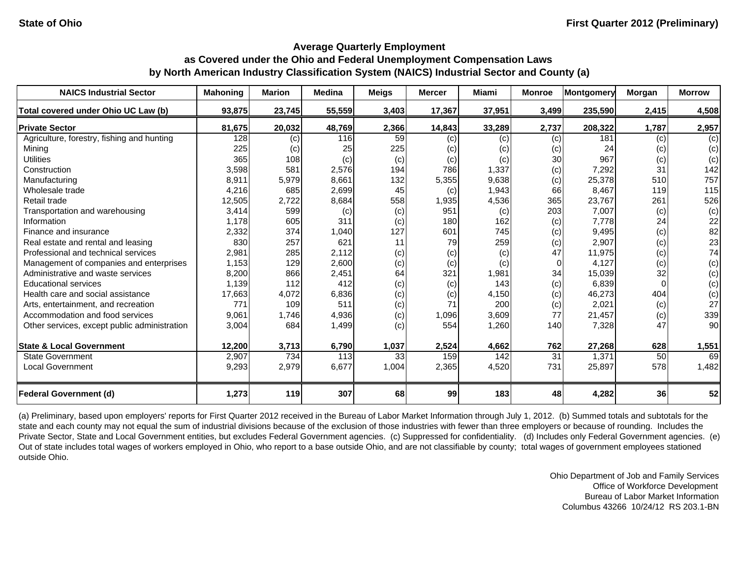State of Ohio

First Quarter 2012 (Preliminary)

## Average Quarterly Employment
## as Covered under the Ohio and Federal Unemployment Compensation Laws
## by North American Industry Classification System (NAICS) Industrial Sector and County (a)

| NAICS Industrial Sector | Mahoning | Marion | Medina | Meigs | Mercer | Miami | Monroe | Montgomery | Morgan | Morrow |
|---|---|---|---|---|---|---|---|---|---|---|
| **Total covered under Ohio UC Law (b)** | **93,875** | **23,745** | **55,559** | **3,403** | **17,367** | **37,951** | **3,499** | **235,590** | **2,415** | **4,508** |
| **Private Sector** | **81,675** | **20,032** | **48,769** | **2,366** | **14,843** | **33,289** | **2,737** | **208,322** | **1,787** | **2,957** |
| Agriculture, forestry, fishing and hunting | 128 | (c) | 116 | 59 | (c) | (c) | (c) | 181 | (c) | (c) |
| Mining | 225 | (c) | 25 | 225 | (c) | (c) | (c) | 24 | (c) | (c) |
| Utilities | 365 | 108 | (c) | (c) | (c) | (c) | 30 | 967 | (c) | (c) |
| Construction | 3,598 | 581 | 2,576 | 194 | 786 | 1,337 | (c) | 7,292 | 31 | 142 |
| Manufacturing | 8,911 | 5,979 | 8,661 | 132 | 5,355 | 9,638 | (c) | 25,378 | 510 | 757 |
| Wholesale trade | 4,216 | 685 | 2,699 | 45 | (c) | 1,943 | 66 | 8,467 | 119 | 115 |
| Retail trade | 12,505 | 2,722 | 8,684 | 558 | 1,935 | 4,536 | 365 | 23,767 | 261 | 526 |
| Transportation and warehousing | 3,414 | 599 | (c) | (c) | 951 | (c) | 203 | 7,007 | (c) | (c) |
| Information | 1,178 | 605 | 311 | (c) | 180 | 162 | (c) | 7,778 | 24 | 22 |
| Finance and insurance | 2,332 | 374 | 1,040 | 127 | 601 | 745 | (c) | 9,495 | (c) | 82 |
| Real estate and rental and leasing | 830 | 257 | 621 | 11 | 79 | 259 | (c) | 2,907 | (c) | 23 |
| Professional and technical services | 2,981 | 285 | 2,112 | (c) | (c) | (c) | 47 | 11,975 | (c) | 74 |
| Management of companies and enterprises | 1,153 | 129 | 2,600 | (c) | (c) | (c) | 0 | 4,127 | (c) | (c) |
| Administrative and waste services | 8,200 | 866 | 2,451 | 64 | 321 | 1,981 | 34 | 15,039 | 32 | (c) |
| Educational services | 1,139 | 112 | 412 | (c) | (c) | 143 | (c) | 6,839 | 0 | (c) |
| Health care and social assistance | 17,663 | 4,072 | 6,836 | (c) | (c) | 4,150 | (c) | 46,273 | 404 | (c) |
| Arts, entertainment, and recreation | 771 | 109 | 511 | (c) | 71 | 200 | (c) | 2,021 | (c) | 27 |
| Accommodation and food services | 9,061 | 1,746 | 4,936 | (c) | 1,096 | 3,609 | 77 | 21,457 | (c) | 339 |
| Other services, except public administration | 3,004 | 684 | 1,499 | (c) | 554 | 1,260 | 140 | 7,328 | 47 | 90 |
| **State & Local Government** | **12,200** | **3,713** | **6,790** | **1,037** | **2,524** | **4,662** | **762** | **27,268** | **628** | **1,551** |
| State Government | 2,907 | 734 | 113 | 33 | 159 | 142 | 31 | 1,371 | 50 | 69 |
| Local Government | 9,293 | 2,979 | 6,677 | 1,004 | 2,365 | 4,520 | 731 | 25,897 | 578 | 1,482 |
| **Federal Government (d)** | **1,273** | **119** | **307** | **68** | **99** | **183** | **48** | **4,282** | **36** | **52** |

(a) Preliminary, based upon employers' reports for First Quarter 2012 received in the Bureau of Labor Market Information through July 1, 2012. (b) Summed totals and subtotals for the state and each county may not equal the sum of industrial divisions because of the exclusion of those industries with fewer than three employers or because of rounding. Includes the Private Sector, State and Local Government entities, but excludes Federal Government agencies. (c) Suppressed for confidentiality. (d) Includes only Federal Government agencies. (e) Out of state includes total wages of workers employed in Ohio, who report to a base outside Ohio, and are not classifiable by county; total wages of government employees stationed outside Ohio.

Ohio Department of Job and Family Services
Office of Workforce Development
Bureau of Labor Market Information
Columbus 43266 10/24/12 RS 203.1-BN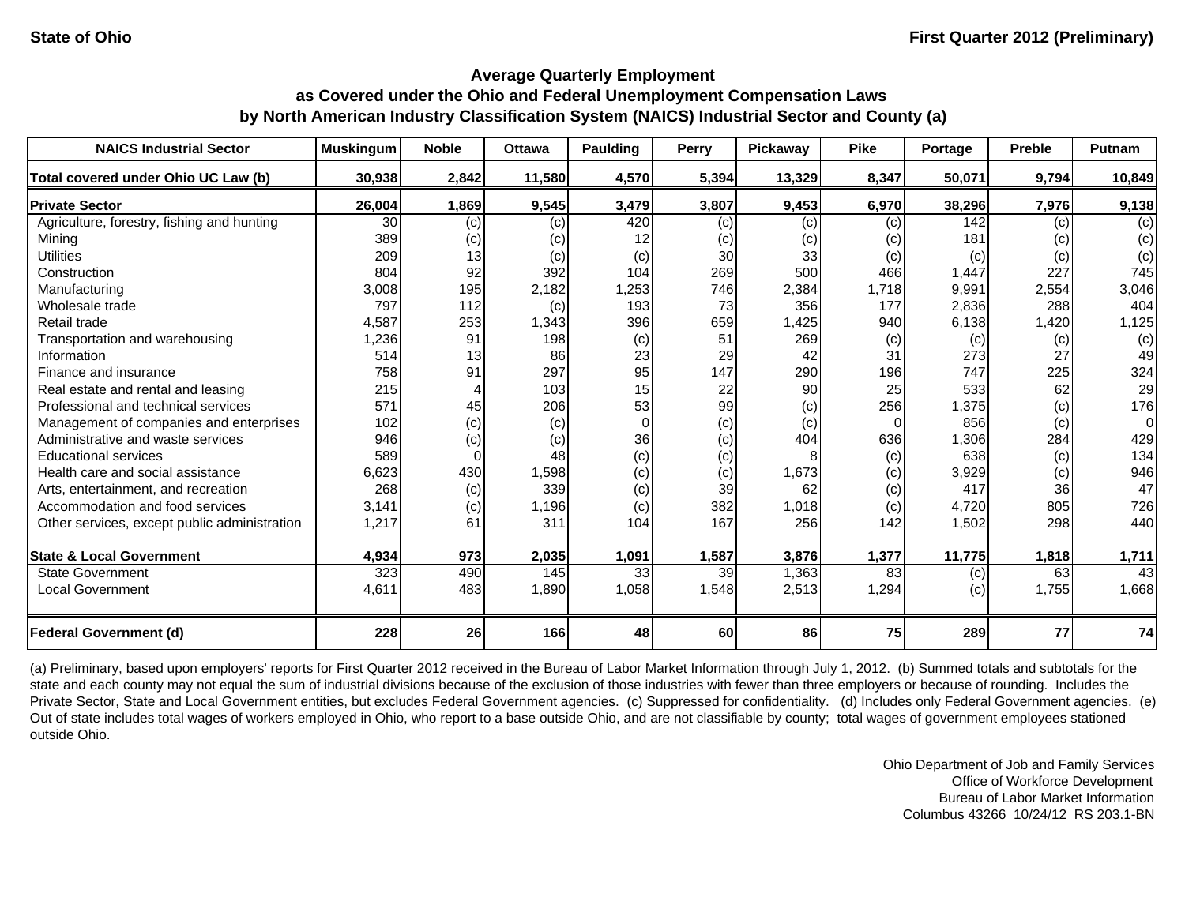State of Ohio | First Quarter 2012 (Preliminary)

## Average Quarterly Employment as Covered under the Ohio and Federal Unemployment Compensation Laws by North American Industry Classification System (NAICS) Industrial Sector and County (a)

| NAICS Industrial Sector | Muskingum | Noble | Ottawa | Paulding | Perry | Pickaway | Pike | Portage | Preble | Putnam |
|---|---|---|---|---|---|---|---|---|---|---|
| **Total covered under Ohio UC Law (b)** | **30,938** | **2,842** | **11,580** | **4,570** | **5,394** | **13,329** | **8,347** | **50,071** | **9,794** | **10,849** |
| **Private Sector** | **26,004** | **1,869** | **9,545** | **3,479** | **3,807** | **9,453** | **6,970** | **38,296** | **7,976** | **9,138** |
| Agriculture, forestry, fishing and hunting | 30 | (c) | (c) | 420 | (c) | (c) | (c) | 142 | (c) | (c) |
| Mining | 389 | (c) | (c) | 12 | (c) | (c) | (c) | 181 | (c) | (c) |
| Utilities | 209 | 13 | (c) | (c) | 30 | 33 | (c) | (c) | (c) | (c) |
| Construction | 804 | 92 | 392 | 104 | 269 | 500 | 466 | 1,447 | 227 | 745 |
| Manufacturing | 3,008 | 195 | 2,182 | 1,253 | 746 | 2,384 | 1,718 | 9,991 | 2,554 | 3,046 |
| Wholesale trade | 797 | 112 | (c) | 193 | 73 | 356 | 177 | 2,836 | 288 | 404 |
| Retail trade | 4,587 | 253 | 1,343 | 396 | 659 | 1,425 | 940 | 6,138 | 1,420 | 1,125 |
| Transportation and warehousing | 1,236 | 91 | 198 | (c) | 51 | 269 | (c) | (c) | (c) | (c) |
| Information | 514 | 13 | 86 | 23 | 29 | 42 | 31 | 273 | 27 | 49 |
| Finance and insurance | 758 | 91 | 297 | 95 | 147 | 290 | 196 | 747 | 225 | 324 |
| Real estate and rental and leasing | 215 | 4 | 103 | 15 | 22 | 90 | 25 | 533 | 62 | 29 |
| Professional and technical services | 571 | 45 | 206 | 53 | 99 | (c) | 256 | 1,375 | (c) | 176 |
| Management of companies and enterprises | 102 | (c) | (c) | 0 | (c) | (c) | 0 | 856 | (c) | 0 |
| Administrative and waste services | 946 | (c) | (c) | 36 | (c) | 404 | 636 | 1,306 | 284 | 429 |
| Educational services | 589 | 0 | 48 | (c) | (c) | 8 | (c) | 638 | (c) | 134 |
| Health care and social assistance | 6,623 | 430 | 1,598 | (c) | (c) | 1,673 | (c) | 3,929 | (c) | 946 |
| Arts, entertainment, and recreation | 268 | (c) | 339 | (c) | 39 | 62 | (c) | 417 | 36 | 47 |
| Accommodation and food services | 3,141 | (c) | 1,196 | (c) | 382 | 1,018 | (c) | 4,720 | 805 | 726 |
| Other services, except public administration | 1,217 | 61 | 311 | 104 | 167 | 256 | 142 | 1,502 | 298 | 440 |
| **State & Local Government** | **4,934** | **973** | **2,035** | **1,091** | **1,587** | **3,876** | **1,377** | **11,775** | **1,818** | **1,711** |
| State Government | 323 | 490 | 145 | 33 | 39 | 1,363 | 83 | (c) | 63 | 43 |
| Local Government | 4,611 | 483 | 1,890 | 1,058 | 1,548 | 2,513 | 1,294 | (c) | 1,755 | 1,668 |
| **Federal Government (d)** | **228** | **26** | **166** | **48** | **60** | **86** | **75** | **289** | **77** | **74** |

(a) Preliminary, based upon employers' reports for First Quarter 2012 received in the Bureau of Labor Market Information through July 1, 2012. (b) Summed totals and subtotals for the state and each county may not equal the sum of industrial divisions because of the exclusion of those industries with fewer than three employers or because of rounding. Includes the Private Sector, State and Local Government entities, but excludes Federal Government agencies. (c) Suppressed for confidentiality. (d) Includes only Federal Government agencies. (e) Out of state includes total wages of workers employed in Ohio, who report to a base outside Ohio, and are not classifiable by county; total wages of government employees stationed outside Ohio.

Ohio Department of Job and Family Services
Office of Workforce Development
Bureau of Labor Market Information
Columbus 43266 10/24/12 RS 203.1-BN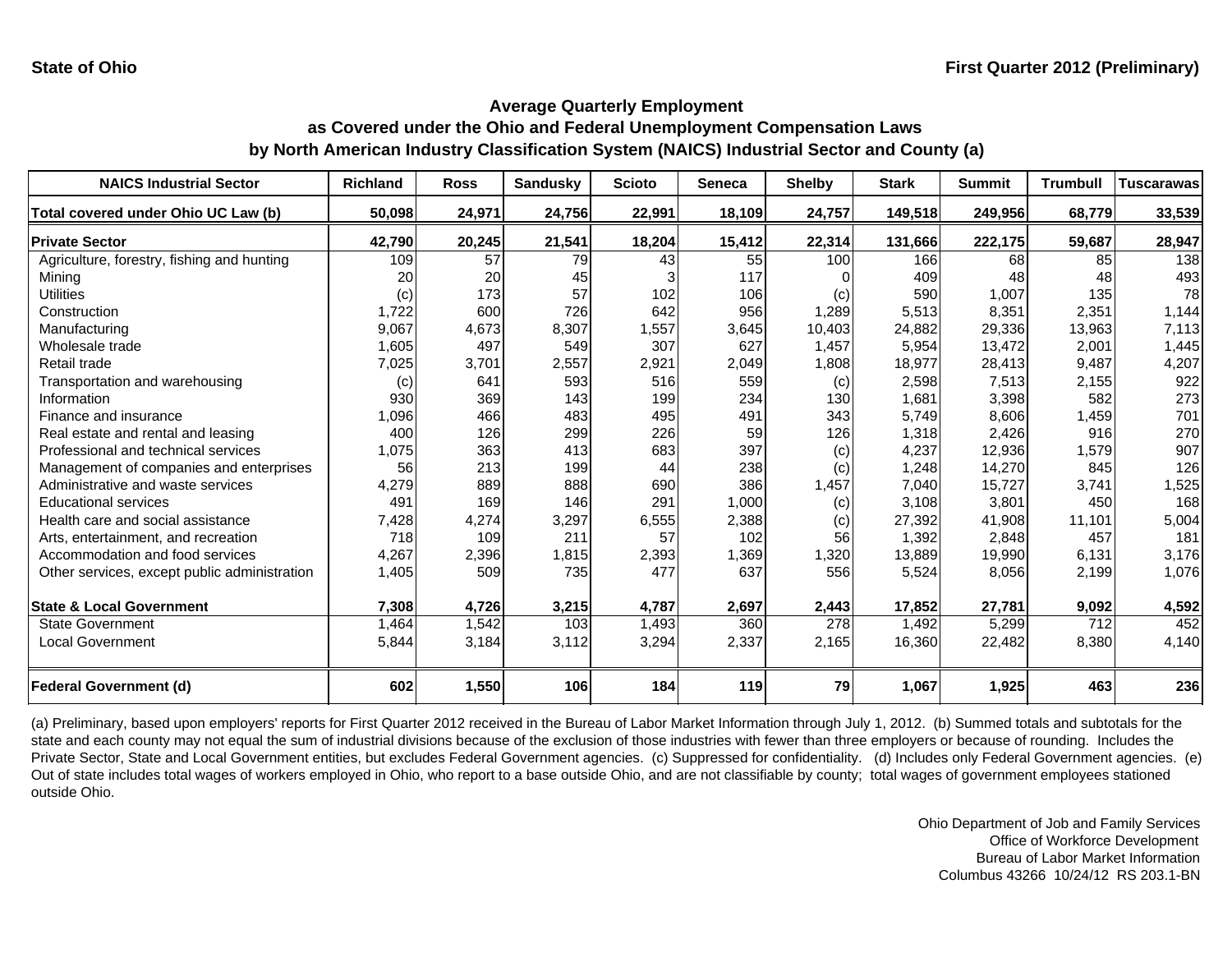**State of Ohio** **First Quarter 2012 (Preliminary)**

## Average Quarterly Employment as Covered under the Ohio and Federal Unemployment Compensation Laws by North American Industry Classification System (NAICS) Industrial Sector and County (a)

| NAICS Industrial Sector | Richland | Ross | Sandusky | Scioto | Seneca | Shelby | Stark | Summit | Trumbull | Tuscarawas |
|---|---|---|---|---|---|---|---|---|---|---|
| **Total covered under Ohio UC Law (b)** | **50,098** | **24,971** | **24,756** | **22,991** | **18,109** | **24,757** | **149,518** | **249,956** | **68,779** | **33,539** |
| **Private Sector** | **42,790** | **20,245** | **21,541** | **18,204** | **15,412** | **22,314** | **131,666** | **222,175** | **59,687** | **28,947** |
| Agriculture, forestry, fishing and hunting | 109 | 57 | 79 | 43 | 55 | 100 | 166 | 68 | 85 | 138 |
| Mining | 20 | 20 | 45 | 3 | 117 | 0 | 409 | 48 | 48 | 493 |
| Utilities | (c) | 173 | 57 | 102 | 106 | (c) | 590 | 1,007 | 135 | 78 |
| Construction | 1,722 | 600 | 726 | 642 | 956 | 1,289 | 5,513 | 8,351 | 2,351 | 1,144 |
| Manufacturing | 9,067 | 4,673 | 8,307 | 1,557 | 3,645 | 10,403 | 24,882 | 29,336 | 13,963 | 7,113 |
| Wholesale trade | 1,605 | 497 | 549 | 307 | 627 | 1,457 | 5,954 | 13,472 | 2,001 | 1,445 |
| Retail trade | 7,025 | 3,701 | 2,557 | 2,921 | 2,049 | 1,808 | 18,977 | 28,413 | 9,487 | 4,207 |
| Transportation and warehousing | (c) | 641 | 593 | 516 | 559 | (c) | 2,598 | 7,513 | 2,155 | 922 |
| Information | 930 | 369 | 143 | 199 | 234 | 130 | 1,681 | 3,398 | 582 | 273 |
| Finance and insurance | 1,096 | 466 | 483 | 495 | 491 | 343 | 5,749 | 8,606 | 1,459 | 701 |
| Real estate and rental and leasing | 400 | 126 | 299 | 226 | 59 | 126 | 1,318 | 2,426 | 916 | 270 |
| Professional and technical services | 1,075 | 363 | 413 | 683 | 397 | (c) | 4,237 | 12,936 | 1,579 | 907 |
| Management of companies and enterprises | 56 | 213 | 199 | 44 | 238 | (c) | 1,248 | 14,270 | 845 | 126 |
| Administrative and waste services | 4,279 | 889 | 888 | 690 | 386 | 1,457 | 7,040 | 15,727 | 3,741 | 1,525 |
| Educational services | 491 | 169 | 146 | 291 | 1,000 | (c) | 3,108 | 3,801 | 450 | 168 |
| Health care and social assistance | 7,428 | 4,274 | 3,297 | 6,555 | 2,388 | (c) | 27,392 | 41,908 | 11,101 | 5,004 |
| Arts, entertainment, and recreation | 718 | 109 | 211 | 57 | 102 | 56 | 1,392 | 2,848 | 457 | 181 |
| Accommodation and food services | 4,267 | 2,396 | 1,815 | 2,393 | 1,369 | 1,320 | 13,889 | 19,990 | 6,131 | 3,176 |
| Other services, except public administration | 1,405 | 509 | 735 | 477 | 637 | 556 | 5,524 | 8,056 | 2,199 | 1,076 |
| **State & Local Government** | **7,308** | **4,726** | **3,215** | **4,787** | **2,697** | **2,443** | **17,852** | **27,781** | **9,092** | **4,592** |
| State Government | 1,464 | 1,542 | 103 | 1,493 | 360 | 278 | 1,492 | 5,299 | 712 | 452 |
| Local Government | 5,844 | 3,184 | 3,112 | 3,294 | 2,337 | 2,165 | 16,360 | 22,482 | 8,380 | 4,140 |
| **Federal Government (d)** | **602** | **1,550** | **106** | **184** | **119** | **79** | **1,067** | **1,925** | **463** | **236** |

(a) Preliminary, based upon employers' reports for First Quarter 2012 received in the Bureau of Labor Market Information through July 1, 2012. (b) Summed totals and subtotals for the state and each county may not equal the sum of industrial divisions because of the exclusion of those industries with fewer than three employers or because of rounding. Includes the Private Sector, State and Local Government entities, but excludes Federal Government agencies. (c) Suppressed for confidentiality. (d) Includes only Federal Government agencies. (e) Out of state includes total wages of workers employed in Ohio, who report to a base outside Ohio, and are not classifiable by county; total wages of government employees stationed outside Ohio.

Ohio Department of Job and Family Services
Office of Workforce Development
Bureau of Labor Market Information
Columbus 43266 10/24/12 RS 203.1-BN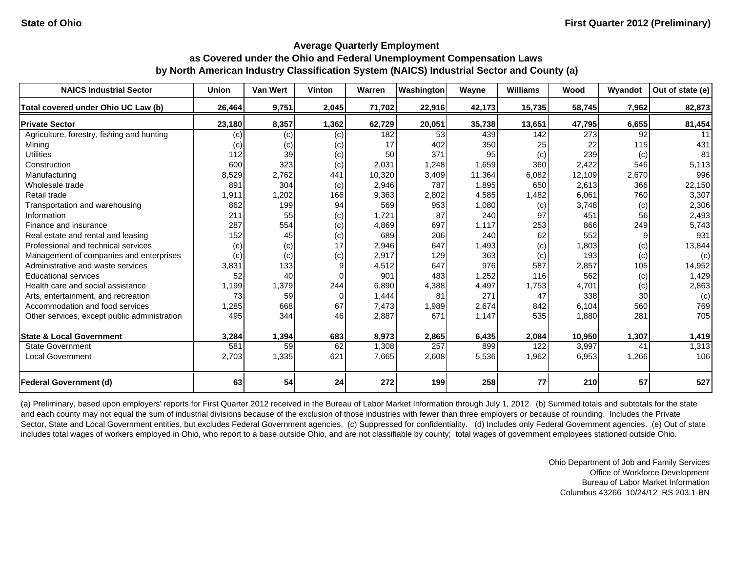**State of Ohio** **First Quarter 2012 (Preliminary)**

## Average Quarterly Employment
## as Covered under the Ohio and Federal Unemployment Compensation Laws
## by North American Industry Classification System (NAICS) Industrial Sector and County (a)

| NAICS Industrial Sector | Union | Van Wert | Vinton | Warren | Washington | Wayne | Williams | Wood | Wyandot | Out of state (e) |
|---|---|---|---|---|---|---|---|---|---|---|
| **Total covered under Ohio UC Law (b)** | **26,464** | **9,751** | **2,045** | **71,702** | **22,916** | **42,173** | **15,735** | **58,745** | **7,962** | **82,873** |
| **Private Sector** | **23,180** | **8,357** | **1,362** | **62,729** | **20,051** | **35,738** | **13,651** | **47,795** | **6,655** | **81,454** |
| Agriculture, forestry, fishing and hunting | (c) | (c) | (c) | 182 | 53 | 439 | 142 | 273 | 92 | 11 |
| Mining | (c) | (c) | (c) | 17 | 402 | 350 | 25 | 22 | 115 | 431 |
| Utilities | 112 | 39 | (c) | 50 | 371 | 95 | (c) | 239 | (c) | 81 |
| Construction | 600 | 323 | (c) | 2,031 | 1,248 | 1,659 | 360 | 2,422 | 546 | 5,113 |
| Manufacturing | 8,529 | 2,762 | 441 | 10,320 | 3,409 | 11,364 | 6,082 | 12,109 | 2,670 | 996 |
| Wholesale trade | 891 | 304 | (c) | 2,946 | 787 | 1,895 | 650 | 2,613 | 366 | 22,150 |
| Retail trade | 1,911 | 1,202 | 166 | 9,363 | 2,802 | 4,585 | 1,482 | 6,061 | 760 | 3,307 |
| Transportation and warehousing | 862 | 199 | 94 | 569 | 953 | 1,080 | (c) | 3,748 | (c) | 2,306 |
| Information | 211 | 55 | (c) | 1,721 | 87 | 240 | 97 | 451 | 56 | 2,493 |
| Finance and insurance | 287 | 554 | (c) | 4,869 | 697 | 1,117 | 253 | 866 | 249 | 5,743 |
| Real estate and rental and leasing | 152 | 45 | (c) | 689 | 206 | 240 | 62 | 552 | 9 | 931 |
| Professional and technical services | (c) | (c) | 17 | 2,946 | 647 | 1,493 | (c) | 1,803 | (c) | 13,844 |
| Management of companies and enterprises | (c) | (c) | (c) | 2,917 | 129 | 363 | (c) | 193 | (c) | (c) |
| Administrative and waste services | 3,831 | 133 | 9 | 4,512 | 647 | 976 | 587 | 2,857 | 105 | 14,952 |
| Educational services | 52 | 40 | 0 | 901 | 483 | 1,252 | 116 | 562 | (c) | 1,429 |
| Health care and social assistance | 1,199 | 1,379 | 244 | 6,890 | 4,388 | 4,497 | 1,753 | 4,701 | (c) | 2,863 |
| Arts, entertainment, and recreation | 73 | 59 | 0 | 1,444 | 81 | 271 | 47 | 338 | 30 | (c) |
| Accommodation and food services | 1,285 | 668 | 67 | 7,473 | 1,989 | 2,674 | 842 | 6,104 | 560 | 769 |
| Other services, except public administration | 495 | 344 | 46 | 2,887 | 671 | 1,147 | 535 | 1,880 | 281 | 705 |
| **State & Local Government** | **3,284** | **1,394** | **683** | **8,973** | **2,865** | **6,435** | **2,084** | **10,950** | **1,307** | **1,419** |
| State Government | 581 | 59 | 62 | 1,308 | 257 | 899 | 122 | 3,997 | 41 | 1,313 |
| Local Government | 2,703 | 1,335 | 621 | 7,665 | 2,608 | 5,536 | 1,962 | 6,953 | 1,266 | 106 |
| **Federal Government (d)** | **63** | **54** | **24** | **272** | **199** | **258** | **77** | **210** | **57** | **527** |

(a) Preliminary, based upon employers' reports for First Quarter 2012 received in the Bureau of Labor Market Information through July 1, 2012. (b) Summed totals and subtotals for the state and each county may not equal the sum of industrial divisions because of the exclusion of those industries with fewer than three employers or because of rounding. Includes the Private Sector, State and Local Government entities, but excludes Federal Government agencies. (c) Suppressed for confidentiality. (d) Includes only Federal Government agencies. (e) Out of state includes total wages of workers employed in Ohio, who report to a base outside Ohio, and are not classifiable by county; total wages of government employees stationed outside Ohio.

Ohio Department of Job and Family Services
Office of Workforce Development
Bureau of Labor Market Information
Columbus 43266 10/24/12 RS 203.1-BN